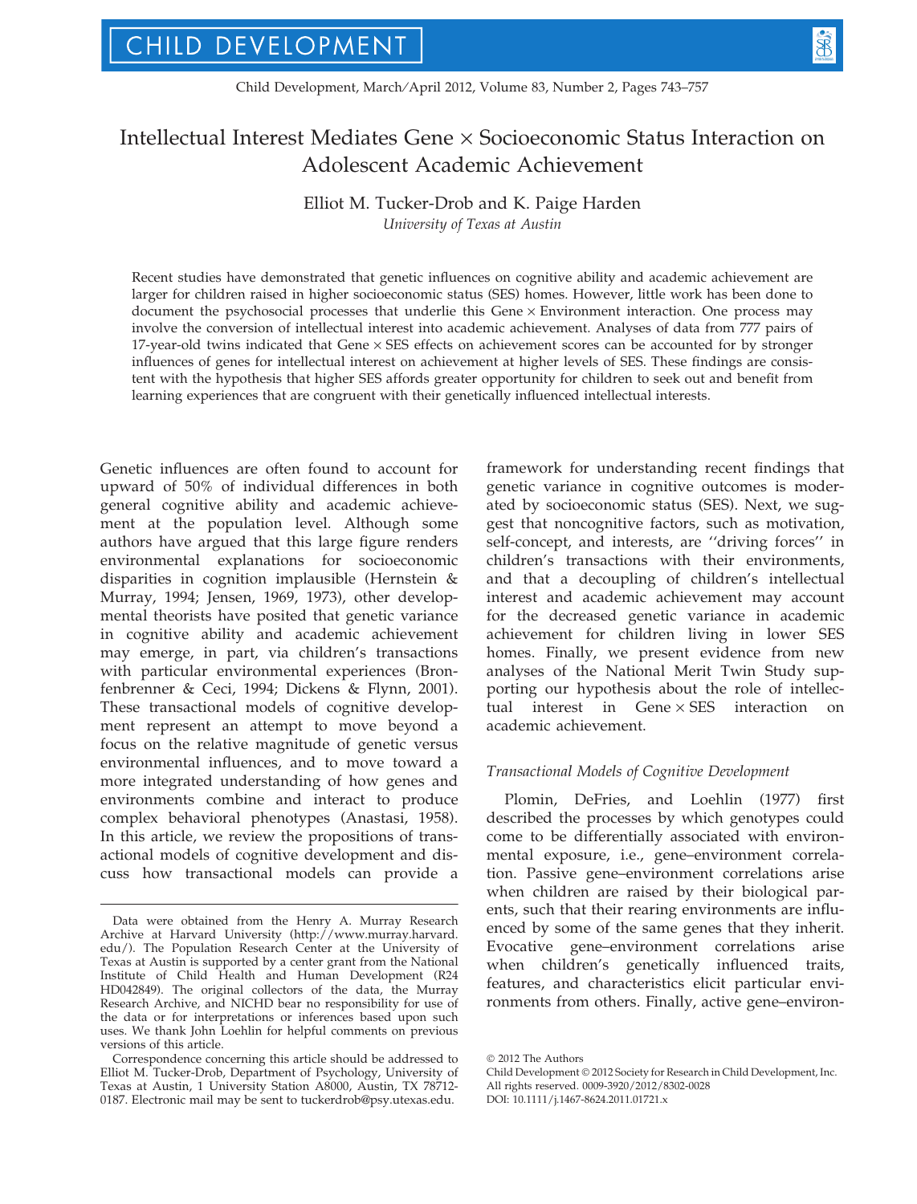# Intellectual Interest Mediates Gene × Socioeconomic Status Interaction on Adolescent Academic Achievement

Elliot M. Tucker-Drob and K. Paige Harden
*University of Texas at Austin*

Recent studies have demonstrated that genetic influences on cognitive ability and academic achievement are larger for children raised in higher socioeconomic status (SES) homes. However, little work has been done to document the psychosocial processes that underlie this Gene × Environment interaction. One process may involve the conversion of intellectual interest into academic achievement. Analyses of data from 777 pairs of 17-year-old twins indicated that Gene × SES effects on achievement scores can be accounted for by stronger influences of genes for intellectual interest on achievement at higher levels of SES. These findings are consistent with the hypothesis that higher SES affords greater opportunity for children to seek out and benefit from learning experiences that are congruent with their genetically influenced intellectual interests.

Genetic influences are often found to account for upward of 50% of individual differences in both general cognitive ability and academic achievement at the population level. Although some authors have argued that this large figure renders environmental explanations for socioeconomic disparities in cognition implausible (Hernstein & Murray, 1994; Jensen, 1969, 1973), other developmental theorists have posited that genetic variance in cognitive ability and academic achievement may emerge, in part, via children's transactions with particular environmental experiences (Bronfenbrenner & Ceci, 1994; Dickens & Flynn, 2001). These transactional models of cognitive development represent an attempt to move beyond a focus on the relative magnitude of genetic versus environmental influences, and to move toward a more integrated understanding of how genes and environments combine and interact to produce complex behavioral phenotypes (Anastasi, 1958). In this article, we review the propositions of transactional models of cognitive development and discuss how transactional models can provide a framework for understanding recent findings that genetic variance in cognitive outcomes is moderated by socioeconomic status (SES). Next, we suggest that noncognitive factors, such as motivation, self-concept, and interests, are ''driving forces'' in children's transactions with their environments, and that a decoupling of children's intellectual interest and academic achievement may account for the decreased genetic variance in academic achievement for children living in lower SES homes. Finally, we present evidence from new analyses of the National Merit Twin Study supporting our hypothesis about the role of intellectual interest in Gene × SES interaction on academic achievement.

### Transactional Models of Cognitive Development

Plomin, DeFries, and Loehlin (1977) first described the processes by which genotypes could come to be differentially associated with environmental exposure, i.e., gene–environment correlation. Passive gene–environment correlations arise when children are raised by their biological parents, such that their rearing environments are influenced by some of the same genes that they inherit. Evocative gene–environment correlations arise when children's genetically influenced traits, features, and characteristics elicit particular environments from others. Finally, active gene–environ-

---

Data were obtained from the Henry A. Murray Research Archive at Harvard University (http://www.murray.harvard.edu/). The Population Research Center at the University of Texas at Austin is supported by a center grant from the National Institute of Child Health and Human Development (R24 HD042849). The original collectors of the data, the Murray Research Archive, and NICHD bear no responsibility for use of the data or for interpretations or inferences based upon such uses. We thank John Loehlin for helpful comments on previous versions of this article.

Correspondence concerning this article should be addressed to Elliot M. Tucker-Drob, Department of Psychology, University of Texas at Austin, 1 University Station A8000, Austin, TX 78712-0187. Electronic mail may be sent to tuckerdrob@psy.utexas.edu.

© 2012 The Authors
Child Development © 2012 Society for Research in Child Development, Inc.
All rights reserved. 0009-3920/2012/8302-0028
DOI: 10.1111/j.1467-8624.2011.01721.x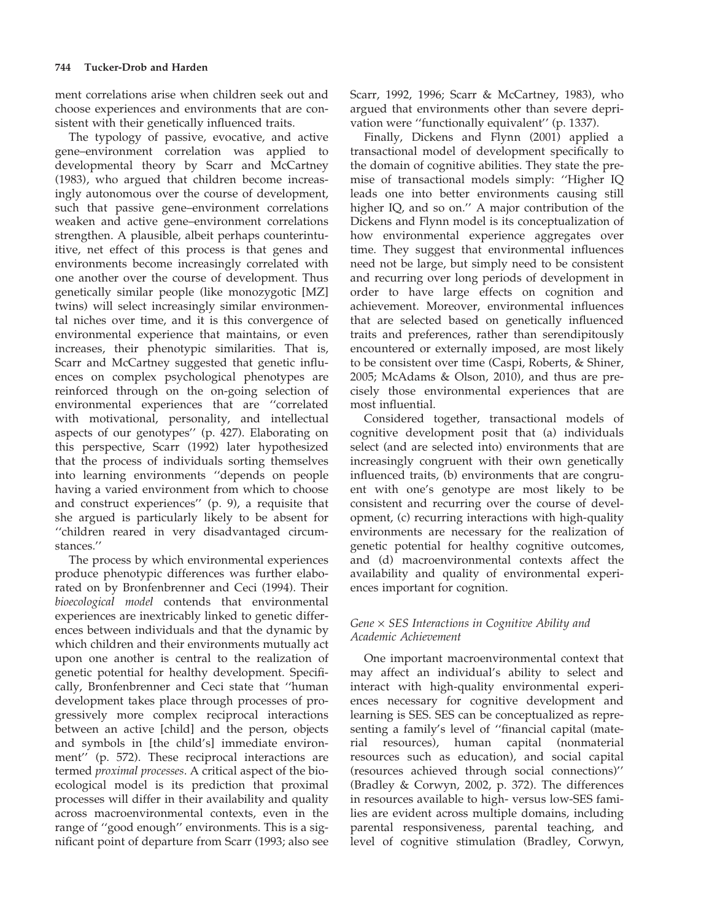ment correlations arise when children seek out and choose experiences and environments that are consistent with their genetically influenced traits.

The typology of passive, evocative, and active gene–environment correlation was applied to developmental theory by Scarr and McCartney (1983), who argued that children become increasingly autonomous over the course of development, such that passive gene–environment correlations weaken and active gene–environment correlations strengthen. A plausible, albeit perhaps counterintuitive, net effect of this process is that genes and environments become increasingly correlated with one another over the course of development. Thus genetically similar people (like monozygotic [MZ] twins) will select increasingly similar environmental niches over time, and it is this convergence of environmental experience that maintains, or even increases, their phenotypic similarities. That is, Scarr and McCartney suggested that genetic influences on complex psychological phenotypes are reinforced through on the on-going selection of environmental experiences that are ''correlated with motivational, personality, and intellectual aspects of our genotypes'' (p. 427). Elaborating on this perspective, Scarr (1992) later hypothesized that the process of individuals sorting themselves into learning environments ''depends on people having a varied environment from which to choose and construct experiences'' (p. 9), a requisite that she argued is particularly likely to be absent for ''children reared in very disadvantaged circumstances.''

The process by which environmental experiences produce phenotypic differences was further elaborated on by Bronfenbrenner and Ceci (1994). Their *bioecological model* contends that environmental experiences are inextricably linked to genetic differences between individuals and that the dynamic by which children and their environments mutually act upon one another is central to the realization of genetic potential for healthy development. Specifically, Bronfenbrenner and Ceci state that ''human development takes place through processes of progressively more complex reciprocal interactions between an active [child] and the person, objects and symbols in [the child's] immediate environment'' (p. 572). These reciprocal interactions are termed *proximal processes*. A critical aspect of the bioecological model is its prediction that proximal processes will differ in their availability and quality across macroenvironmental contexts, even in the range of ''good enough'' environments. This is a significant point of departure from Scarr (1993; also see Scarr, 1992, 1996; Scarr & McCartney, 1983), who argued that environments other than severe deprivation were ''functionally equivalent'' (p. 1337).

Finally, Dickens and Flynn (2001) applied a transactional model of development specifically to the domain of cognitive abilities. They state the premise of transactional models simply: ''Higher IQ leads one into better environments causing still higher IQ, and so on.'' A major contribution of the Dickens and Flynn model is its conceptualization of how environmental experience aggregates over time. They suggest that environmental influences need not be large, but simply need to be consistent and recurring over long periods of development in order to have large effects on cognition and achievement. Moreover, environmental influences that are selected based on genetically influenced traits and preferences, rather than serendipitously encountered or externally imposed, are most likely to be consistent over time (Caspi, Roberts, & Shiner, 2005; McAdams & Olson, 2010), and thus are precisely those environmental experiences that are most influential.

Considered together, transactional models of cognitive development posit that (a) individuals select (and are selected into) environments that are increasingly congruent with their own genetically influenced traits, (b) environments that are congruent with one's genotype are most likely to be consistent and recurring over the course of development, (c) recurring interactions with high-quality environments are necessary for the realization of genetic potential for healthy cognitive outcomes, and (d) macroenvironmental contexts affect the availability and quality of environmental experiences important for cognition.

### *Gene × SES Interactions in Cognitive Ability and Academic Achievement*

One important macroenvironmental context that may affect an individual's ability to select and interact with high-quality environmental experiences necessary for cognitive development and learning is SES. SES can be conceptualized as representing a family's level of ''financial capital (material resources), human capital (nonmaterial resources such as education), and social capital (resources achieved through social connections)'' (Bradley & Corwyn, 2002, p. 372). The differences in resources available to high- versus low-SES families are evident across multiple domains, including parental responsiveness, parental teaching, and level of cognitive stimulation (Bradley, Corwyn,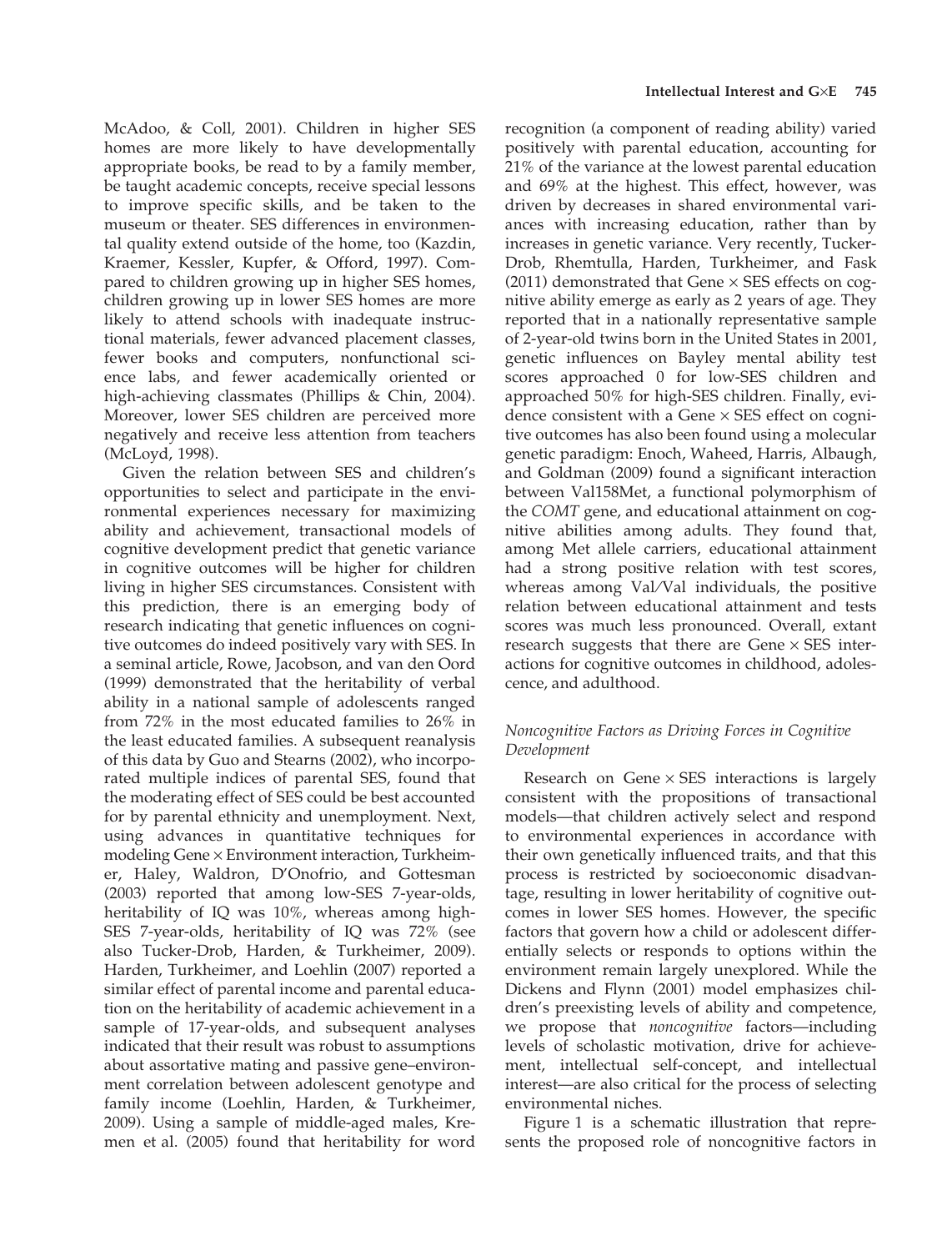McAdoo, & Coll, 2001). Children in higher SES homes are more likely to have developmentally appropriate books, be read to by a family member, be taught academic concepts, receive special lessons to improve specific skills, and be taken to the museum or theater. SES differences in environmental quality extend outside of the home, too (Kazdin, Kraemer, Kessler, Kupfer, & Offord, 1997). Compared to children growing up in higher SES homes, children growing up in lower SES homes are more likely to attend schools with inadequate instructional materials, fewer advanced placement classes, fewer books and computers, nonfunctional science labs, and fewer academically oriented or high-achieving classmates (Phillips & Chin, 2004). Moreover, lower SES children are perceived more negatively and receive less attention from teachers (McLoyd, 1998).

Given the relation between SES and children's opportunities to select and participate in the environmental experiences necessary for maximizing ability and achievement, transactional models of cognitive development predict that genetic variance in cognitive outcomes will be higher for children living in higher SES circumstances. Consistent with this prediction, there is an emerging body of research indicating that genetic influences on cognitive outcomes do indeed positively vary with SES. In a seminal article, Rowe, Jacobson, and van den Oord (1999) demonstrated that the heritability of verbal ability in a national sample of adolescents ranged from 72% in the most educated families to 26% in the least educated families. A subsequent reanalysis of this data by Guo and Stearns (2002), who incorporated multiple indices of parental SES, found that the moderating effect of SES could be best accounted for by parental ethnicity and unemployment. Next, using advances in quantitative techniques for modeling Gene × Environment interaction, Turkheimer, Haley, Waldron, D'Onofrio, and Gottesman (2003) reported that among low-SES 7-year-olds, heritability of IQ was 10%, whereas among high-SES 7-year-olds, heritability of IQ was 72% (see also Tucker-Drob, Harden, & Turkheimer, 2009). Harden, Turkheimer, and Loehlin (2007) reported a similar effect of parental income and parental education on the heritability of academic achievement in a sample of 17-year-olds, and subsequent analyses indicated that their result was robust to assumptions about assortative mating and passive gene–environment correlation between adolescent genotype and family income (Loehlin, Harden, & Turkheimer, 2009). Using a sample of middle-aged males, Kremen et al. (2005) found that heritability for word recognition (a component of reading ability) varied positively with parental education, accounting for 21% of the variance at the lowest parental education and 69% at the highest. This effect, however, was driven by decreases in shared environmental variances with increasing education, rather than by increases in genetic variance. Very recently, Tucker-Drob, Rhemtulla, Harden, Turkheimer, and Fask (2011) demonstrated that Gene × SES effects on cognitive ability emerge as early as 2 years of age. They reported that in a nationally representative sample of 2-year-old twins born in the United States in 2001, genetic influences on Bayley mental ability test scores approached 0 for low-SES children and approached 50% for high-SES children. Finally, evidence consistent with a Gene × SES effect on cognitive outcomes has also been found using a molecular genetic paradigm: Enoch, Waheed, Harris, Albaugh, and Goldman (2009) found a significant interaction between Val158Met, a functional polymorphism of the *COMT* gene, and educational attainment on cognitive abilities among adults. They found that, among Met allele carriers, educational attainment had a strong positive relation with test scores, whereas among Val/Val individuals, the positive relation between educational attainment and tests scores was much less pronounced. Overall, extant research suggests that there are Gene × SES interactions for cognitive outcomes in childhood, adolescence, and adulthood.

### *Noncognitive Factors as Driving Forces in Cognitive Development*

Research on Gene × SES interactions is largely consistent with the propositions of transactional models—that children actively select and respond to environmental experiences in accordance with their own genetically influenced traits, and that this process is restricted by socioeconomic disadvantage, resulting in lower heritability of cognitive outcomes in lower SES homes. However, the specific factors that govern how a child or adolescent differentially selects or responds to options within the environment remain largely unexplored. While the Dickens and Flynn (2001) model emphasizes children's preexisting levels of ability and competence, we propose that *noncognitive* factors—including levels of scholastic motivation, drive for achievement, intellectual self-concept, and intellectual interest—are also critical for the process of selecting environmental niches.

Figure 1 is a schematic illustration that represents the proposed role of noncognitive factors in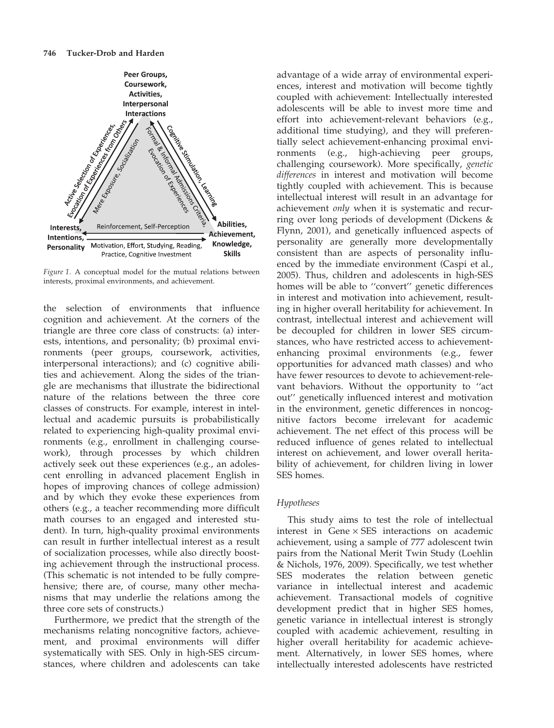Peer Groups, Coursework, Activities, Interpersonal Interactions

Active Selection of Experiences, Evocation of Experiences from Others

Mere Exposure, Socialization

Formal & Informal Admissions Criteria, Evocation of Experiences

Cognitive Stimulation, Learning

Interests, Intentions, Personality

Reinforcement, Self-Perception

Motivation, Effort, Studying, Reading, Practice, Cognitive Investment

Abilities, Achievement, Knowledge, Skills

*Figure 1.* A conceptual model for the mutual relations between interests, proximal environments, and achievement.

the selection of environments that influence cognition and achievement. At the corners of the triangle are three core class of constructs: (a) interests, intentions, and personality; (b) proximal environments (peer groups, coursework, activities, interpersonal interactions); and (c) cognitive abilities and achievement. Along the sides of the triangle are mechanisms that illustrate the bidirectional nature of the relations between the three core classes of constructs. For example, interest in intellectual and academic pursuits is probabilistically related to experiencing high-quality proximal environments (e.g., enrollment in challenging coursework), through processes by which children actively seek out these experiences (e.g., an adolescent enrolling in advanced placement English in hopes of improving chances of college admission) and by which they evoke these experiences from others (e.g., a teacher recommending more difficult math courses to an engaged and interested student). In turn, high-quality proximal environments can result in further intellectual interest as a result of socialization processes, while also directly boosting achievement through the instructional process. (This schematic is not intended to be fully comprehensive; there are, of course, many other mechanisms that may underlie the relations among the three core sets of constructs.)

Furthermore, we predict that the strength of the mechanisms relating noncognitive factors, achievement, and proximal environments will differ systematically with SES. Only in high-SES circumstances, where children and adolescents can take advantage of a wide array of environmental experiences, interest and motivation will become tightly coupled with achievement: Intellectually interested adolescents will be able to invest more time and effort into achievement-relevant behaviors (e.g., additional time studying), and they will preferentially select achievement-enhancing proximal environments (e.g., high-achieving peer groups, challenging coursework). More specifically, *genetic differences* in interest and motivation will become tightly coupled with achievement. This is because intellectual interest will result in an advantage for achievement *only* when it is systematic and recurring over long periods of development (Dickens & Flynn, 2001), and genetically influenced aspects of personality are generally more developmentally consistent than are aspects of personality influenced by the immediate environment (Caspi et al., 2005). Thus, children and adolescents in high-SES homes will be able to ''convert'' genetic differences in interest and motivation into achievement, resulting in higher overall heritability for achievement. In contrast, intellectual interest and achievement will be decoupled for children in lower SES circumstances, who have restricted access to achievement-enhancing proximal environments (e.g., fewer opportunities for advanced math classes) and who have fewer resources to devote to achievement-relevant behaviors. Without the opportunity to ''act out'' genetically influenced interest and motivation in the environment, genetic differences in noncognitive factors become irrelevant for academic achievement. The net effect of this process will be reduced influence of genes related to intellectual interest on achievement, and lower overall heritability of achievement, for children living in lower SES homes.

### *Hypotheses*

This study aims to test the role of intellectual interest in Gene × SES interactions on academic achievement, using a sample of 777 adolescent twin pairs from the National Merit Twin Study (Loehlin & Nichols, 1976, 2009). Specifically, we test whether SES moderates the relation between genetic variance in intellectual interest and academic achievement. Transactional models of cognitive development predict that in higher SES homes, genetic variance in intellectual interest is strongly coupled with academic achievement, resulting in higher overall heritability for academic achievement. Alternatively, in lower SES homes, where intellectually interested adolescents have restricted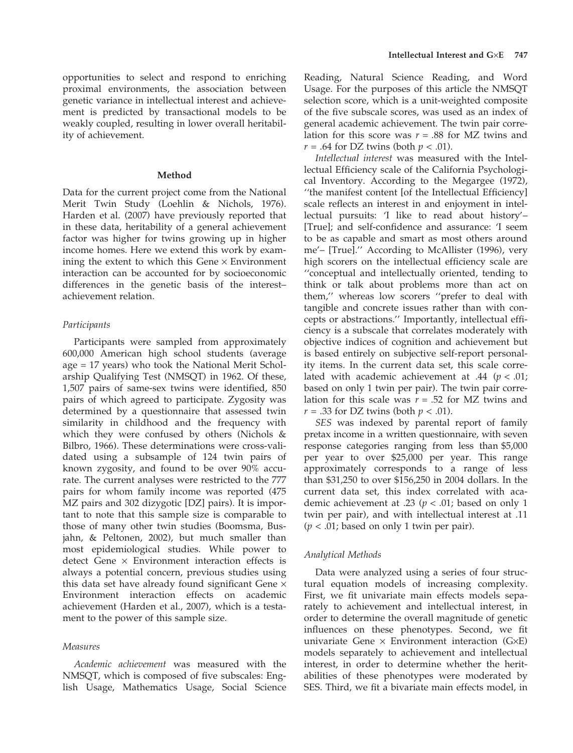opportunities to select and respond to enriching proximal environments, the association between genetic variance in intellectual interest and achievement is predicted by transactional models to be weakly coupled, resulting in lower overall heritability of achievement.

## Method

Data for the current project come from the National Merit Twin Study (Loehlin & Nichols, 1976). Harden et al. (2007) have previously reported that in these data, heritability of a general achievement factor was higher for twins growing up in higher income homes. Here we extend this work by examining the extent to which this Gene × Environment interaction can be accounted for by socioeconomic differences in the genetic basis of the interest–achievement relation.

### *Participants*

Participants were sampled from approximately 600,000 American high school students (average age = 17 years) who took the National Merit Scholarship Qualifying Test (NMSQT) in 1962. Of these, 1,507 pairs of same-sex twins were identified, 850 pairs of which agreed to participate. Zygosity was determined by a questionnaire that assessed twin similarity in childhood and the frequency with which they were confused by others (Nichols & Bilbro, 1966). These determinations were cross-validated using a subsample of 124 twin pairs of known zygosity, and found to be over 90% accurate. The current analyses were restricted to the 777 pairs for whom family income was reported (475 MZ pairs and 302 dizygotic [DZ] pairs). It is important to note that this sample size is comparable to those of many other twin studies (Boomsma, Busjahn, & Peltonen, 2002), but much smaller than most epidemiological studies. While power to detect Gene × Environment interaction effects is always a potential concern, previous studies using this data set have already found significant Gene × Environment interaction effects on academic achievement (Harden et al., 2007), which is a testament to the power of this sample size.

### *Measures*

*Academic achievement* was measured with the NMSQT, which is composed of five subscales: English Usage, Mathematics Usage, Social Science Reading, Natural Science Reading, and Word Usage. For the purposes of this article the NMSQT selection score, which is a unit-weighted composite of the five subscale scores, was used as an index of general academic achievement. The twin pair correlation for this score was $r = .88$ for MZ twins and $r = .64$ for DZ twins (both $p < .01$).

*Intellectual interest* was measured with the Intellectual Efficiency scale of the California Psychological Inventory. According to the Megargee (1972), ''the manifest content [of the Intellectual Efficiency] scale reflects an interest in and enjoyment in intellectual pursuits: 'I like to read about history'– [True]; and self-confidence and assurance: 'I seem to be as capable and smart as most others around me'– [True].'' According to McAllister (1996), very high scorers on the intellectual efficiency scale are ''conceptual and intellectually oriented, tending to think or talk about problems more than act on them,'' whereas low scorers ''prefer to deal with tangible and concrete issues rather than with concepts or abstractions.'' Importantly, intellectual efficiency is a subscale that correlates moderately with objective indices of cognition and achievement but is based entirely on subjective self-report personality items. In the current data set, this scale correlated with academic achievement at .44 ($p < .01$; based on only 1 twin per pair). The twin pair correlation for this scale was $r = .52$ for MZ twins and $r = .33$ for DZ twins (both $p < .01$).

*SES* was indexed by parental report of family pretax income in a written questionnaire, with seven response categories ranging from less than \$5,000 per year to over \$25,000 per year. This range approximately corresponds to a range of less than \$31,250 to over \$156,250 in 2004 dollars. In the current data set, this index correlated with academic achievement at .23 ($p < .01$; based on only 1 twin per pair), and with intellectual interest at .11 ($p < .01$; based on only 1 twin per pair).

### *Analytical Methods*

Data were analyzed using a series of four structural equation models of increasing complexity. First, we fit univariate main effects models separately to achievement and intellectual interest, in order to determine the overall magnitude of genetic influences on these phenotypes. Second, we fit univariate Gene × Environment interaction (G×E) models separately to achievement and intellectual interest, in order to determine whether the heritabilities of these phenotypes were moderated by SES. Third, we fit a bivariate main effects model, in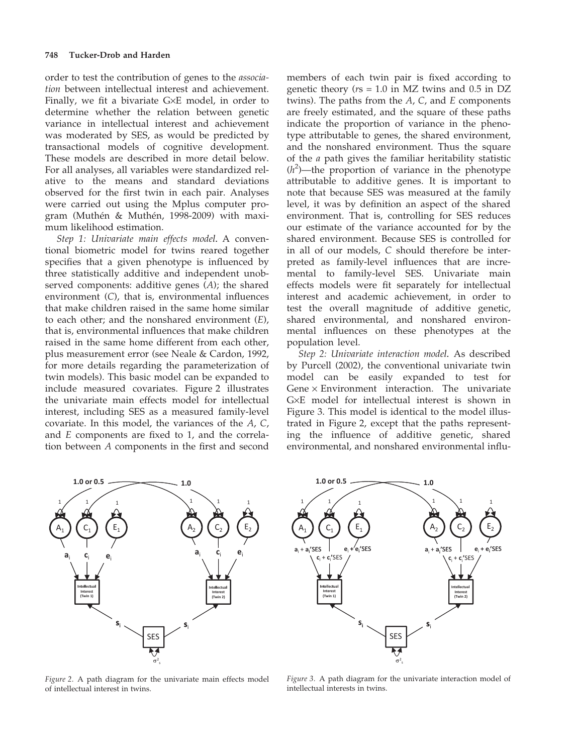order to test the contribution of genes to the *association* between intellectual interest and achievement. Finally, we fit a bivariate G×E model, in order to determine whether the relation between genetic variance in intellectual interest and achievement was moderated by SES, as would be predicted by transactional models of cognitive development. These models are described in more detail below. For all analyses, all variables were standardized relative to the means and standard deviations observed for the first twin in each pair. Analyses were carried out using the Mplus computer program (Muthén & Muthén, 1998-2009) with maximum likelihood estimation.

*Step 1: Univariate main effects model*. A conventional biometric model for twins reared together specifies that a given phenotype is influenced by three statistically additive and independent unobserved components: additive genes (*A*); the shared environment (*C*), that is, environmental influences that make children raised in the same home similar to each other; and the nonshared environment (*E*), that is, environmental influences that make children raised in the same home different from each other, plus measurement error (see Neale & Cardon, 1992, for more details regarding the parameterization of twin models). This basic model can be expanded to include measured covariates. Figure 2 illustrates the univariate main effects model for intellectual interest, including SES as a measured family-level covariate. In this model, the variances of the *A*, *C*, and *E* components are fixed to 1, and the correlation between *A* components in the first and second members of each twin pair is fixed according to genetic theory (*r*s = 1.0 in MZ twins and 0.5 in DZ twins). The paths from the *A*, *C*, and *E* components are freely estimated, and the square of these paths indicate the proportion of variance in the phenotype attributable to genes, the shared environment, and the nonshared environment. Thus the square of the *a* path gives the familiar heritability statistic ($h^2$)—the proportion of variance in the phenotype attributable to additive genes. It is important to note that because SES was measured at the family level, it was by definition an aspect of the shared environment. That is, controlling for SES reduces our estimate of the variance accounted for by the shared environment. Because SES is controlled for in all of our models, *C* should therefore be interpreted as family-level influences that are incremental to family-level SES. Univariate main effects models were fit separately for intellectual interest and academic achievement, in order to test the overall magnitude of additive genetic, shared environmental, and nonshared environmental influences on these phenotypes at the population level.

*Step 2: Univariate interaction model*. As described by Purcell (2002), the conventional univariate twin model can be easily expanded to test for Gene × Environment interaction. The univariate G×E model for intellectual interest is shown in Figure 3. This model is identical to the model illustrated in Figure 2, except that the paths representing the influence of additive genetic, shared environmental, and nonshared environmental influ-

*Figure 2.* A path diagram for the univariate main effects model of intellectual interest in twins.

*Figure 3.* A path diagram for the univariate interaction model of intellectual interests in twins.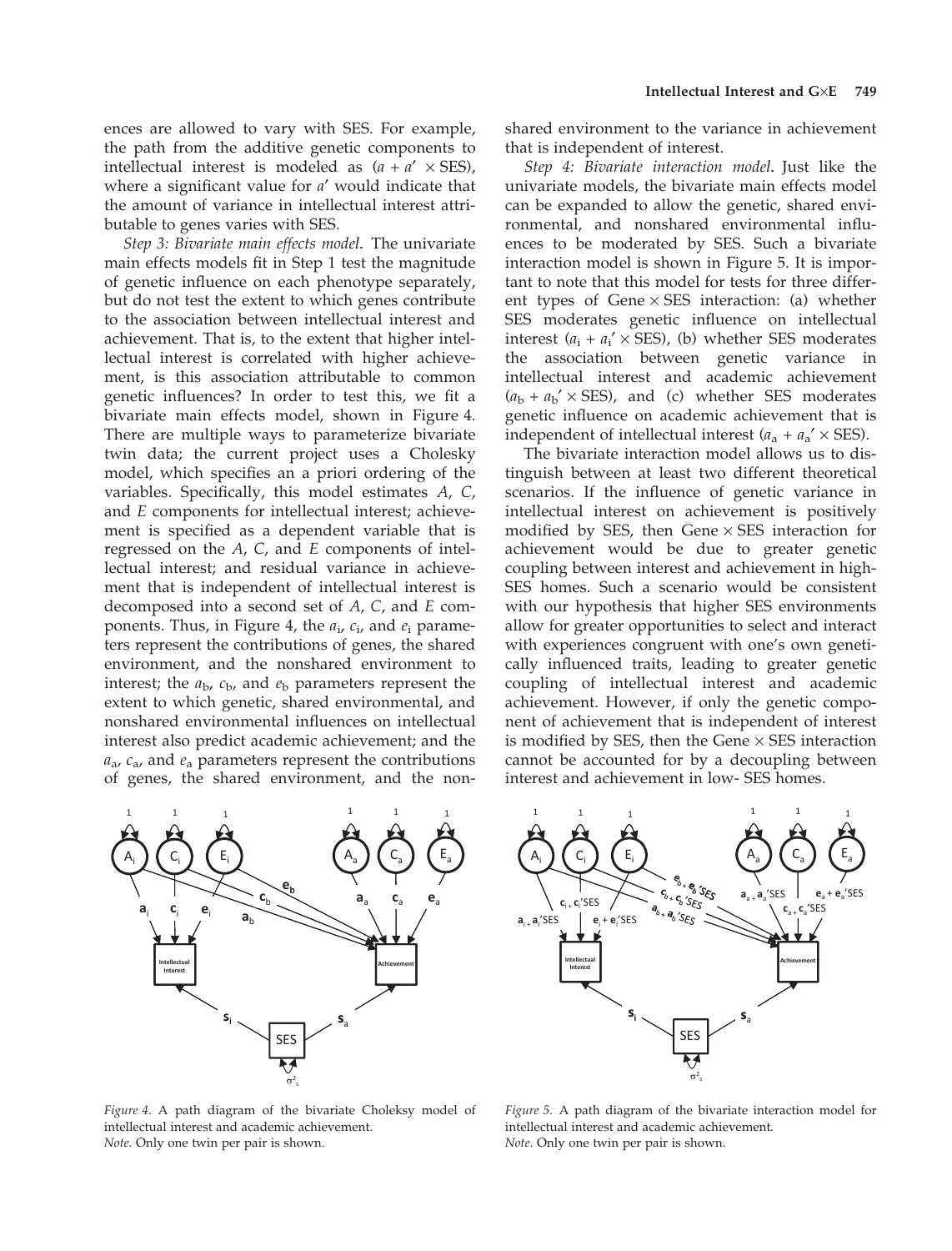ences are allowed to vary with SES. For example, the path from the additive genetic components to intellectual interest is modeled as ($a + a' \times$ SES), where a significant value for $a'$ would indicate that the amount of variance in intellectual interest attributable to genes varies with SES.

*Step 3: Bivariate main effects model*. The univariate main effects models fit in Step 1 test the magnitude of genetic influence on each phenotype separately, but do not test the extent to which genes contribute to the association between intellectual interest and achievement. That is, to the extent that higher intellectual interest is correlated with higher achievement, is this association attributable to common genetic influences? In order to test this, we fit a bivariate main effects model, shown in Figure 4. There are multiple ways to parameterize bivariate twin data; the current project uses a Cholesky model, which specifies an a priori ordering of the variables. Specifically, this model estimates *A*, *C*, and *E* components for intellectual interest; achievement is specified as a dependent variable that is regressed on the *A*, *C*, and *E* components of intellectual interest; and residual variance in achievement that is independent of intellectual interest is decomposed into a second set of *A*, *C*, and *E* components. Thus, in Figure 4, the $a_i$, $c_i$, and $e_i$ parameters represent the contributions of genes, the shared environment, and the nonshared environment to interest; the $a_b$, $c_b$, and $e_b$ parameters represent the extent to which genetic, shared environmental, and nonshared environmental influences on intellectual interest also predict academic achievement; and the $a_a$, $c_a$, and $e_a$ parameters represent the contributions of genes, the shared environment, and the nonshared environment to the variance in achievement that is independent of interest.

*Step 4: Bivariate interaction model*. Just like the univariate models, the bivariate main effects model can be expanded to allow the genetic, shared environmental, and nonshared environmental influences to be moderated by SES. Such a bivariate interaction model is shown in Figure 5. It is important to note that this model for tests for three different types of Gene × SES interaction: (a) whether SES moderates genetic influence on intellectual interest ($a_i + a_i' \times$ SES), (b) whether SES moderates the association between genetic variance in intellectual interest and academic achievement ($a_b + a_b' \times$ SES), and (c) whether SES moderates genetic influence on academic achievement that is independent of intellectual interest ($a_a + a_a' \times$ SES).

The bivariate interaction model allows us to distinguish between at least two different theoretical scenarios. If the influence of genetic variance in intellectual interest on achievement is positively modified by SES, then Gene × SES interaction for achievement would be due to greater genetic coupling between interest and achievement in high-SES homes. Such a scenario would be consistent with our hypothesis that higher SES environments allow for greater opportunities to select and interact with experiences congruent with one's own genetically influenced traits, leading to greater genetic coupling of intellectual interest and academic achievement. However, if only the genetic component of achievement that is independent of interest is modified by SES, then the Gene × SES interaction cannot be accounted for by a decoupling between interest and achievement in low- SES homes.

*Figure 4.* A path diagram of the bivariate Choleksy model of intellectual interest and academic achievement.
*Note*. Only one twin per pair is shown.

*Figure 5.* A path diagram of the bivariate interaction model for intellectual interest and academic achievement.
*Note*. Only one twin per pair is shown.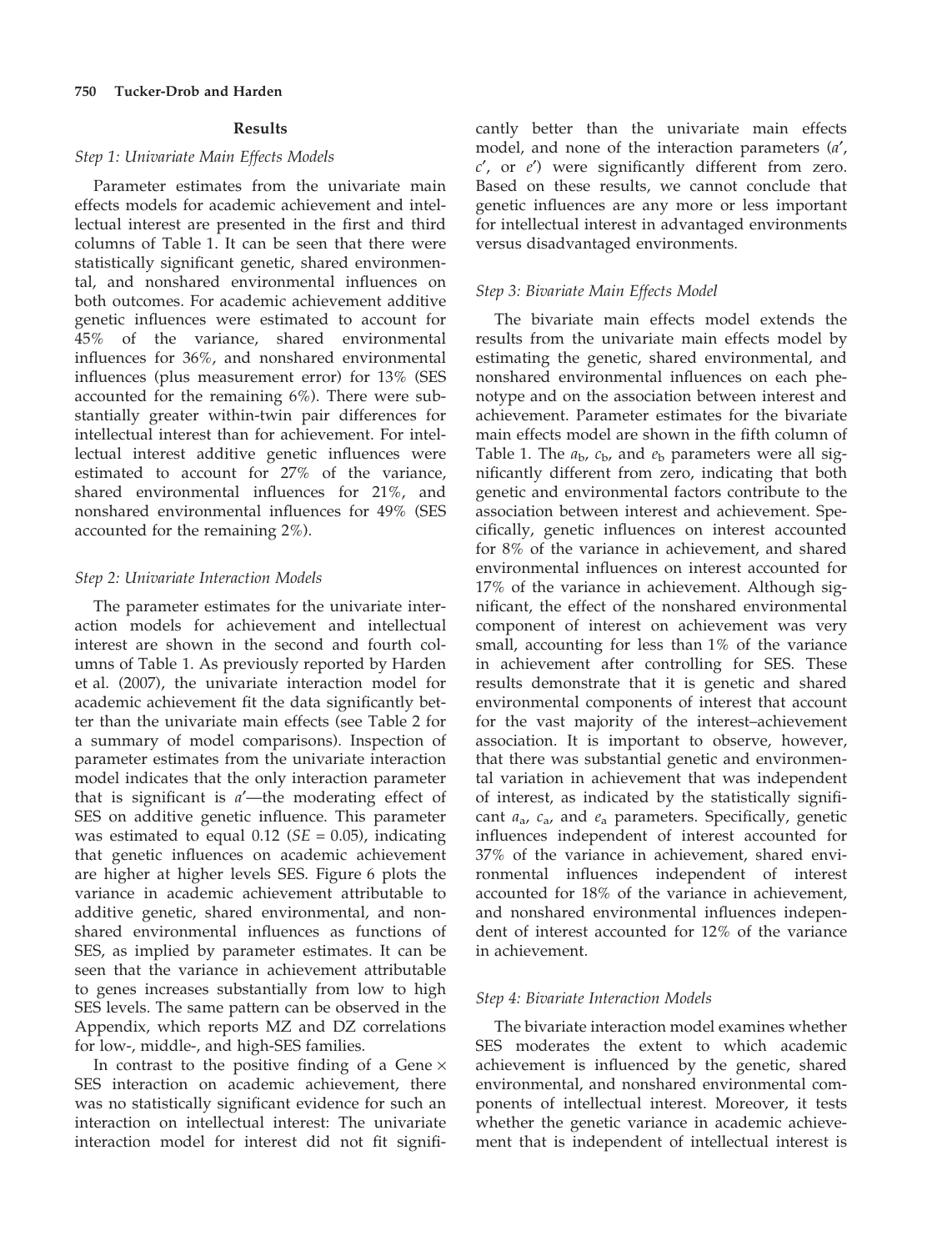## Results

### *Step 1: Univariate Main Effects Models*

Parameter estimates from the univariate main effects models for academic achievement and intellectual interest are presented in the first and third columns of Table 1. It can be seen that there were statistically significant genetic, shared environmental, and nonshared environmental influences on both outcomes. For academic achievement additive genetic influences were estimated to account for 45% of the variance, shared environmental influences for 36%, and nonshared environmental influences (plus measurement error) for 13% (SES accounted for the remaining 6%). There were substantially greater within-twin pair differences for intellectual interest than for achievement. For intellectual interest additive genetic influences were estimated to account for 27% of the variance, shared environmental influences for 21%, and nonshared environmental influences for 49% (SES accounted for the remaining 2%).

### *Step 2: Univariate Interaction Models*

The parameter estimates for the univariate interaction models for achievement and intellectual interest are shown in the second and fourth columns of Table 1. As previously reported by Harden et al. (2007), the univariate interaction model for academic achievement fit the data significantly better than the univariate main effects (see Table 2 for a summary of model comparisons). Inspection of parameter estimates from the univariate interaction model indicates that the only interaction parameter that is significant is $a'$—the moderating effect of SES on additive genetic influence. This parameter was estimated to equal 0.12 ($SE$ = 0.05), indicating that genetic influences on academic achievement are higher at higher levels SES. Figure 6 plots the variance in academic achievement attributable to additive genetic, shared environmental, and nonshared environmental influences as functions of SES, as implied by parameter estimates. It can be seen that the variance in achievement attributable to genes increases substantially from low to high SES levels. The same pattern can be observed in the Appendix, which reports MZ and DZ correlations for low-, middle-, and high-SES families.

In contrast to the positive finding of a Gene × SES interaction on academic achievement, there was no statistically significant evidence for such an interaction on intellectual interest: The univariate interaction model for interest did not fit significantly better than the univariate main effects model, and none of the interaction parameters ($a'$, $c'$, or $e'$) were significantly different from zero. Based on these results, we cannot conclude that genetic influences are any more or less important for intellectual interest in advantaged environments versus disadvantaged environments.

### *Step 3: Bivariate Main Effects Model*

The bivariate main effects model extends the results from the univariate main effects model by estimating the genetic, shared environmental, and nonshared environmental influences on each phenotype and on the association between interest and achievement. Parameter estimates for the bivariate main effects model are shown in the fifth column of Table 1. The $a_b$, $c_b$, and $e_b$ parameters were all significantly different from zero, indicating that both genetic and environmental factors contribute to the association between interest and achievement. Specifically, genetic influences on interest accounted for 8% of the variance in achievement, and shared environmental influences on interest accounted for 17% of the variance in achievement. Although significant, the effect of the nonshared environmental component of interest on achievement was very small, accounting for less than 1% of the variance in achievement after controlling for SES. These results demonstrate that it is genetic and shared environmental components of interest that account for the vast majority of the interest–achievement association. It is important to observe, however, that there was substantial genetic and environmental variation in achievement that was independent of interest, as indicated by the statistically significant $a_a$, $c_a$, and $e_a$ parameters. Specifically, genetic influences independent of interest accounted for 37% of the variance in achievement, shared environmental influences independent of interest accounted for 18% of the variance in achievement, and nonshared environmental influences independent of interest accounted for 12% of the variance in achievement.

### *Step 4: Bivariate Interaction Models*

The bivariate interaction model examines whether SES moderates the extent to which academic achievement is influenced by the genetic, shared environmental, and nonshared environmental components of intellectual interest. Moreover, it tests whether the genetic variance in academic achievement that is independent of intellectual interest is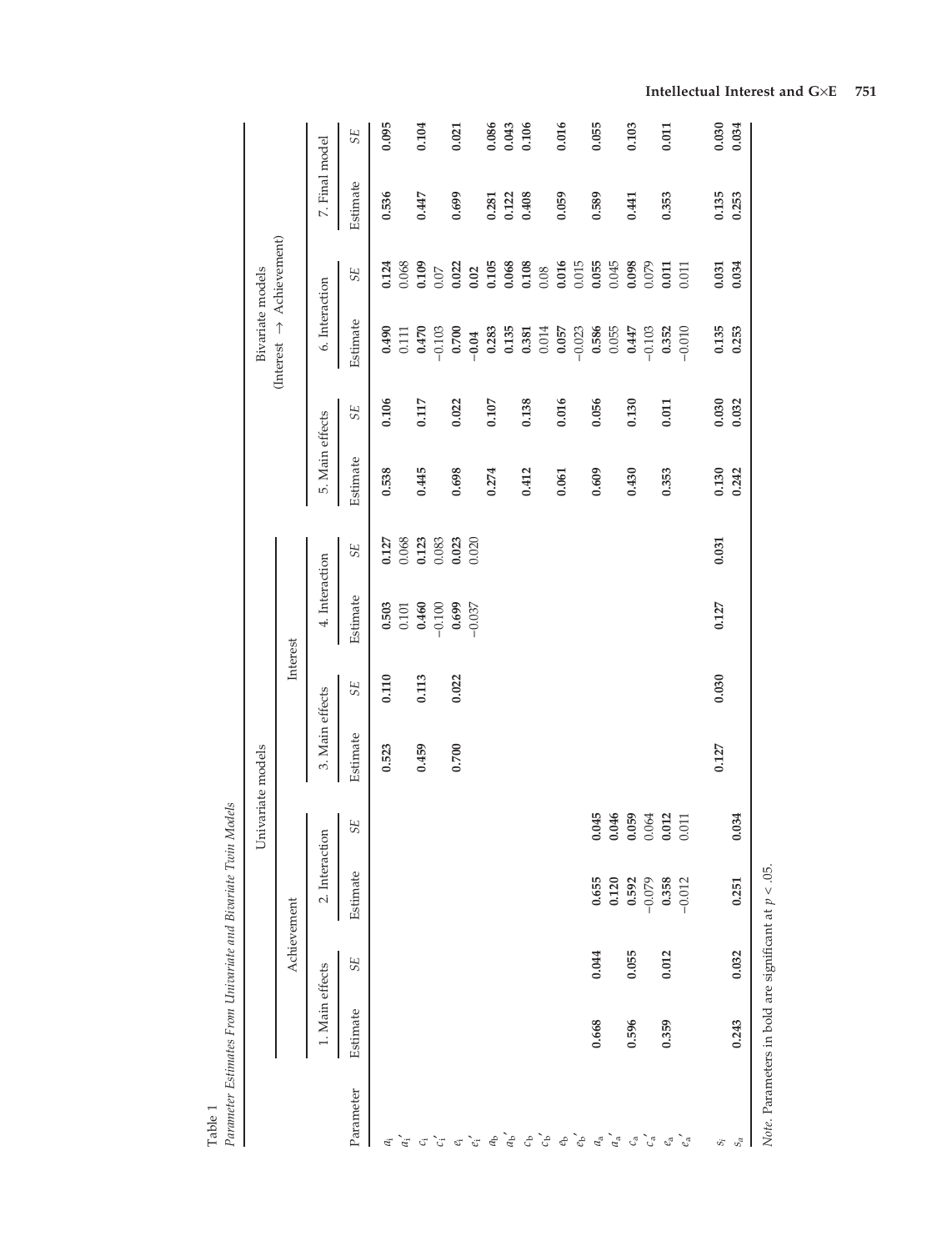Table 1
*Parameter Estimates From Univariate and Bivariate Twin Models*

| | Univariate models | | | | | | | | Bivariate models (Interest → Achievement) | | | | | |
|---|---|---|---|---|---|---|---|---|---|---|---|---|---|---|
| | Achievement | | | | Interest | | | | | | | | | |
| | 1. Main effects | | 2. Interaction | | 3. Main effects | | 4. Interaction | | 5. Main effects | | 6. Interaction | | 7. Final model | |
| Parameter | Estimate | *SE* | Estimate | *SE* | Estimate | *SE* | Estimate | *SE* | Estimate | *SE* | Estimate | *SE* | Estimate | *SE* |
| $a_i$ | | | | | **0.523** | **0.110** | **0.503** | **0.127** | **0.538** | **0.106** | **0.490** | **0.124** | **0.536** | **0.095** |
| $a_i{'}$ | | | | | | | 0.101 | 0.068 | | | 0.111 | 0.068 | | |
| $c_i$ | | | | | **0.459** | **0.113** | **0.460** | **0.123** | **0.445** | **0.117** | **0.470** | **0.109** | **0.447** | **0.104** |
| $c_i{'}$ | | | | | | | −0.100 | 0.083 | | | −0.103 | 0.07 | | |
| $e_i$ | | | | | **0.700** | **0.022** | **0.699** | **0.023** | **0.698** | **0.022** | **0.700** | **0.022** | **0.699** | **0.021** |
| $e_i{'}$ | | | | | | | −0.037 | 0.020 | | | **−0.04** | **0.02** | | |
| $a_b$ | | | | | | | | | **0.274** | **0.107** | **0.283** | **0.105** | **0.281** | **0.086** |
| $a_b{'}$ | | | | | | | | | | | **0.135** | **0.068** | **0.122** | **0.043** |
| $c_b$ | | | | | | | | | **0.412** | **0.138** | **0.381** | **0.108** | **0.408** | **0.106** |
| $c_b{'}$ | | | | | | | | | | | 0.014 | 0.08 | | |
| $e_b$ | | | | | | | | | **0.061** | **0.016** | **0.057** | **0.016** | **0.059** | **0.016** |
| $e_b{'}$ | | | | | | | | | | | −0.023 | 0.015 | | |
| $a_a$ | **0.668** | **0.044** | **0.655** | **0.045** | | | | | **0.609** | **0.056** | **0.586** | **0.055** | **0.589** | **0.055** |
| $a_a{'}$ | | | **0.120** | **0.046** | | | | | | | 0.055 | 0.045 | | |
| $c_a$ | **0.596** | **0.055** | **0.592** | **0.059** | | | | | **0.430** | **0.130** | **0.447** | **0.098** | **0.441** | **0.103** |
| $c_a{'}$ | | | −0.079 | 0.064 | | | | | | | −0.103 | 0.079 | | |
| $e_a$ | **0.359** | **0.012** | **0.358** | **0.012** | | | | | **0.353** | **0.011** | **0.352** | **0.011** | **0.353** | **0.011** |
| $e_a{'}$ | | | −0.012 | 0.011 | | | | | | | −0.010 | 0.011 | | |
| $s_i$ | | | | | **0.127** | **0.030** | **0.127** | **0.031** | **0.130** | **0.030** | **0.135** | **0.031** | **0.135** | **0.030** |
| $s_a$ | **0.243** | **0.032** | **0.251** | **0.034** | | | | | **0.242** | **0.032** | **0.253** | **0.034** | **0.253** | **0.034** |

*Note*. Parameters in bold are significant at $p < .05$.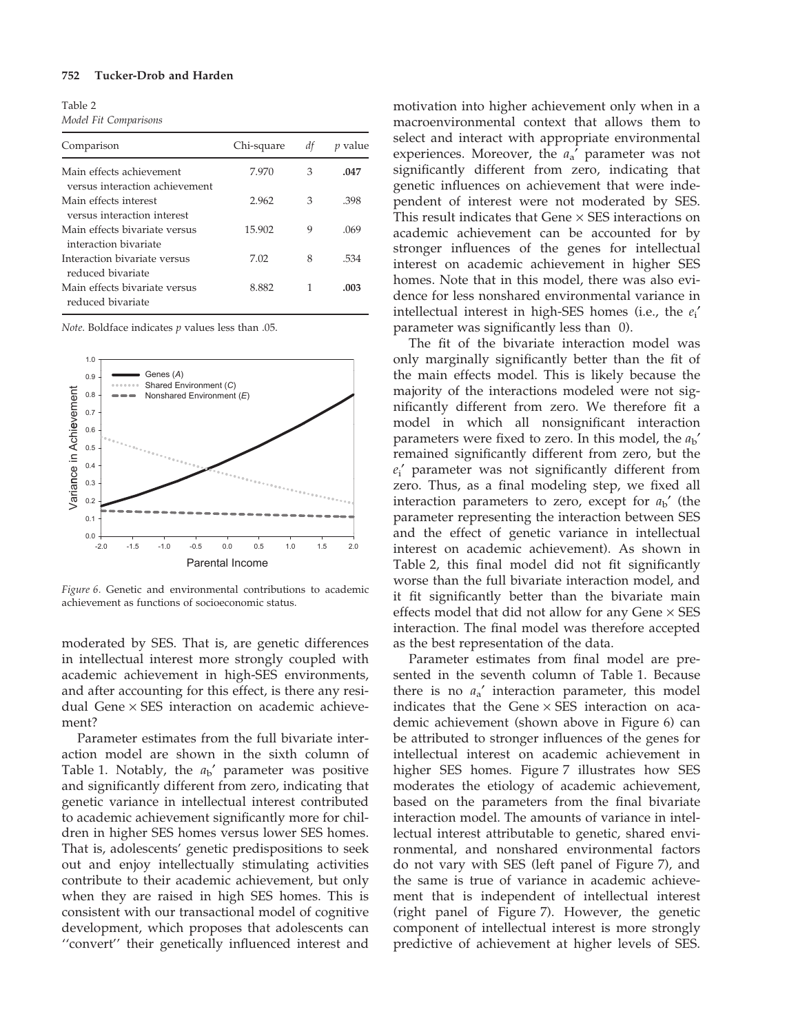Table 2
*Model Fit Comparisons*

| Comparison | Chi-square | *df* | *p* value |
|---|---|---|---|
| Main effects achievement versus interaction achievement | 7.970 | 3 | **.047** |
| Main effects interest versus interaction interest | 2.962 | 3 | .398 |
| Main effects bivariate versus interaction bivariate | 15.902 | 9 | .069 |
| Interaction bivariate versus reduced bivariate | 7.02 | 8 | .534 |
| Main effects bivariate versus reduced bivariate | 8.882 | 1 | **.003** |

*Note.* Boldface indicates *p* values less than .05.

*Figure 6.* Genetic and environmental contributions to academic achievement as functions of socioeconomic status.

moderated by SES. That is, are genetic differences in intellectual interest more strongly coupled with academic achievement in high-SES environments, and after accounting for this effect, is there any residual Gene × SES interaction on academic achievement?

Parameter estimates from the full bivariate interaction model are shown in the sixth column of Table 1. Notably, the $a_b'$ parameter was positive and significantly different from zero, indicating that genetic variance in intellectual interest contributed to academic achievement significantly more for children in higher SES homes versus lower SES homes. That is, adolescents' genetic predispositions to seek out and enjoy intellectually stimulating activities contribute to their academic achievement, but only when they are raised in high SES homes. This is consistent with our transactional model of cognitive development, which proposes that adolescents can ''convert'' their genetically influenced interest and motivation into higher achievement only when in a macroenvironmental context that allows them to select and interact with appropriate environmental experiences. Moreover, the $a_a'$ parameter was not significantly different from zero, indicating that genetic influences on achievement that were independent of interest were not moderated by SES. This result indicates that Gene × SES interactions on academic achievement can be accounted for by stronger influences of the genes for intellectual interest on academic achievement in higher SES homes. Note that in this model, there was also evidence for less nonshared environmental variance in intellectual interest in high-SES homes (i.e., the $e_i'$ parameter was significantly less than 0).

The fit of the bivariate interaction model was only marginally significantly better than the fit of the main effects model. This is likely because the majority of the interactions modeled were not significantly different from zero. We therefore fit a model in which all nonsignificant interaction parameters were fixed to zero. In this model, the $a_b'$ remained significantly different from zero, but the $e_i'$ parameter was not significantly different from zero. Thus, as a final modeling step, we fixed all interaction parameters to zero, except for $a_b'$ (the parameter representing the interaction between SES and the effect of genetic variance in intellectual interest on academic achievement). As shown in Table 2, this final model did not fit significantly worse than the full bivariate interaction model, and it fit significantly better than the bivariate main effects model that did not allow for any Gene × SES interaction. The final model was therefore accepted as the best representation of the data.

Parameter estimates from final model are presented in the seventh column of Table 1. Because there is no $a_a'$ interaction parameter, this model indicates that the Gene × SES interaction on academic achievement (shown above in Figure 6) can be attributed to stronger influences of the genes for intellectual interest on academic achievement in higher SES homes. Figure 7 illustrates how SES moderates the etiology of academic achievement, based on the parameters from the final bivariate interaction model. The amounts of variance in intellectual interest attributable to genetic, shared environmental, and nonshared environmental factors do not vary with SES (left panel of Figure 7), and the same is true of variance in academic achievement that is independent of intellectual interest (right panel of Figure 7). However, the genetic component of intellectual interest is more strongly predictive of achievement at higher levels of SES.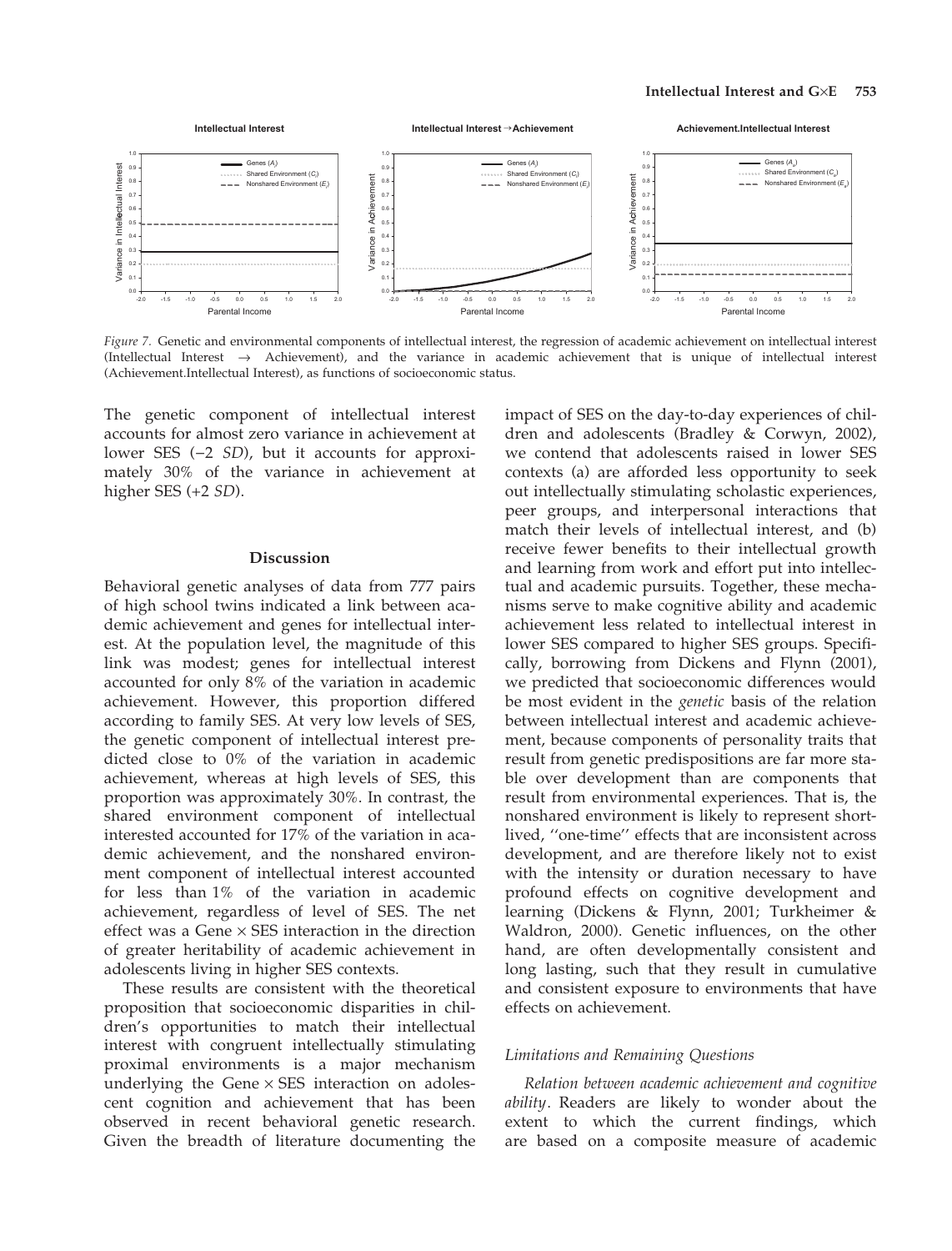**Intellectual Interest**

1.0
0.9
0.8
0.7
0.6
0.5
0.4
0.3
0.2
0.1
0.0

Variance in Intellectual Interest

Genes ($A_i$)
Shared Environment ($C_i$)
Nonshared Environment ($E_i$)

-2.0 -1.5 -1.0 -0.5 0.0 0.5 1.0 1.5 2.0

Parental Income

**Intellectual Interest → Achievement**

1.0
0.9
0.8
0.7
0.6
0.5
0.4
0.3
0.2
0.1
0.0

Variance in Achievement

Genes ($A_i$)
Shared Environment ($C_i$)
Nonshared Environment ($E_i$)

-2.0 -1.5 -1.0 -0.5 0.0 0.5 1.0 1.5 2.0

Parental Income

**Achievement.Intellectual Interest**

1.0
0.9
0.8
0.7
0.6
0.5
0.4
0.3
0.2
0.1
0.0

Variance in Achievement

Genes ($A_a$)
Shared Environment ($C_a$)
Nonshared Environment ($E_a$)

-2.0 -1.5 -1.0 -0.5 0.0 0.5 1.0 1.5 2.0

Parental Income

*Figure 7.* Genetic and environmental components of intellectual interest, the regression of academic achievement on intellectual interest (Intellectual Interest → Achievement), and the variance in academic achievement that is unique of intellectual interest (Achievement.Intellectual Interest), as functions of socioeconomic status.

The genetic component of intellectual interest accounts for almost zero variance in achievement at lower SES (−2 *SD*), but it accounts for approximately 30% of the variance in achievement at higher SES (+2 *SD*).

## Discussion

Behavioral genetic analyses of data from 777 pairs of high school twins indicated a link between academic achievement and genes for intellectual interest. At the population level, the magnitude of this link was modest; genes for intellectual interest accounted for only 8% of the variation in academic achievement. However, this proportion differed according to family SES. At very low levels of SES, the genetic component of intellectual interest predicted close to 0% of the variation in academic achievement, whereas at high levels of SES, this proportion was approximately 30%. In contrast, the shared environment component of intellectual interested accounted for 17% of the variation in academic achievement, and the nonshared environment component of intellectual interest accounted for less than 1% of the variation in academic achievement, regardless of level of SES. The net effect was a Gene × SES interaction in the direction of greater heritability of academic achievement in adolescents living in higher SES contexts.

These results are consistent with the theoretical proposition that socioeconomic disparities in children's opportunities to match their intellectual interest with congruent intellectually stimulating proximal environments is a major mechanism underlying the Gene × SES interaction on adolescent cognition and achievement that has been observed in recent behavioral genetic research. Given the breadth of literature documenting the impact of SES on the day-to-day experiences of children and adolescents (Bradley & Corwyn, 2002), we contend that adolescents raised in lower SES contexts (a) are afforded less opportunity to seek out intellectually stimulating scholastic experiences, peer groups, and interpersonal interactions that match their levels of intellectual interest, and (b) receive fewer benefits to their intellectual growth and learning from work and effort put into intellectual and academic pursuits. Together, these mechanisms serve to make cognitive ability and academic achievement less related to intellectual interest in lower SES compared to higher SES groups. Specifically, borrowing from Dickens and Flynn (2001), we predicted that socioeconomic differences would be most evident in the *genetic* basis of the relation between intellectual interest and academic achievement, because components of personality traits that result from genetic predispositions are far more stable over development than are components that result from environmental experiences. That is, the nonshared environment is likely to represent short-lived, ''one-time'' effects that are inconsistent across development, and are therefore likely not to exist with the intensity or duration necessary to have profound effects on cognitive development and learning (Dickens & Flynn, 2001; Turkheimer & Waldron, 2000). Genetic influences, on the other hand, are often developmentally consistent and long lasting, such that they result in cumulative and consistent exposure to environments that have effects on achievement.

### Limitations and Remaining Questions

*Relation between academic achievement and cognitive ability*. Readers are likely to wonder about the extent to which the current findings, which are based on a composite measure of academic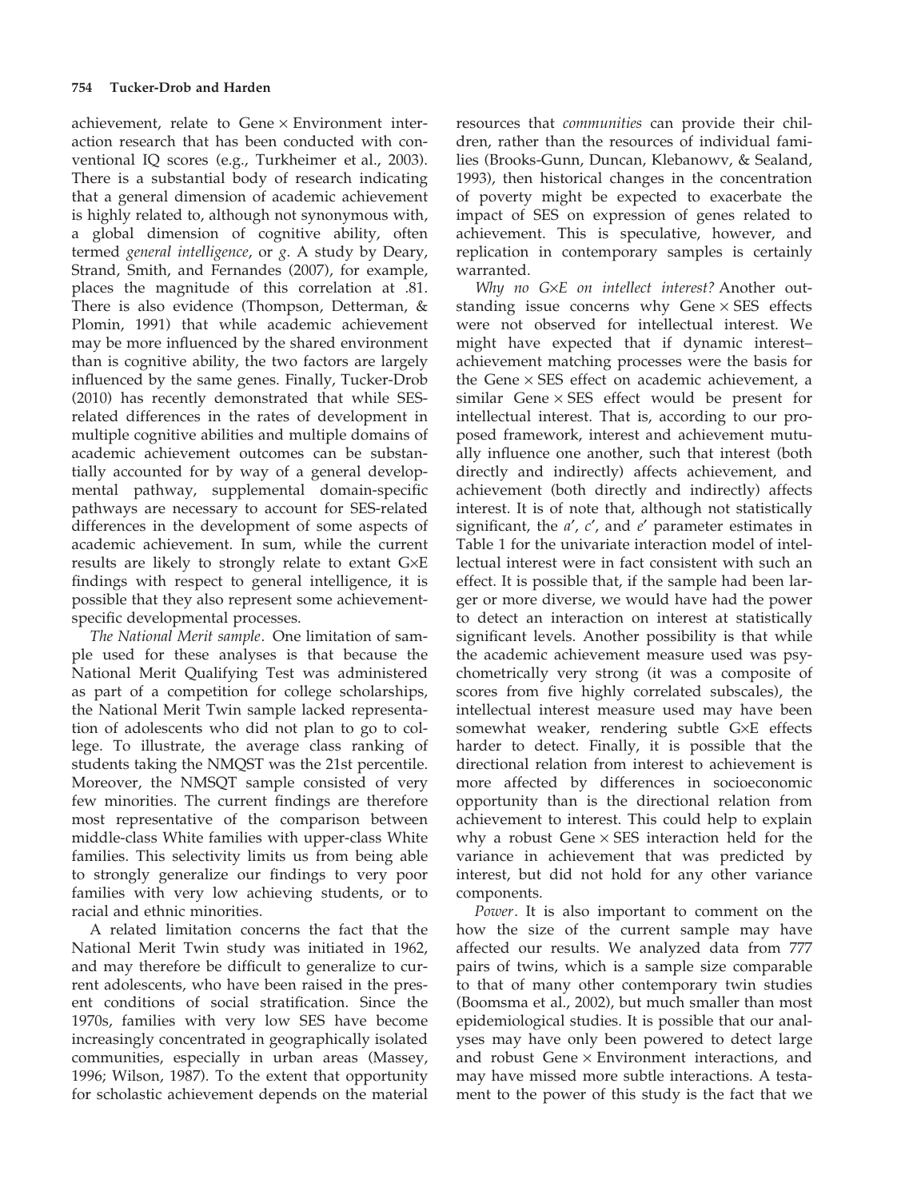achievement, relate to Gene × Environment interaction research that has been conducted with conventional IQ scores (e.g., Turkheimer et al., 2003). There is a substantial body of research indicating that a general dimension of academic achievement is highly related to, although not synonymous with, a global dimension of cognitive ability, often termed *general intelligence*, or *g*. A study by Deary, Strand, Smith, and Fernandes (2007), for example, places the magnitude of this correlation at .81. There is also evidence (Thompson, Detterman, & Plomin, 1991) that while academic achievement may be more influenced by the shared environment than is cognitive ability, the two factors are largely influenced by the same genes. Finally, Tucker-Drob (2010) has recently demonstrated that while SES-related differences in the rates of development in multiple cognitive abilities and multiple domains of academic achievement outcomes can be substantially accounted for by way of a general developmental pathway, supplemental domain-specific pathways are necessary to account for SES-related differences in the development of some aspects of academic achievement. In sum, while the current results are likely to strongly relate to extant G×E findings with respect to general intelligence, it is possible that they also represent some achievement-specific developmental processes.

*The National Merit sample*. One limitation of sample used for these analyses is that because the National Merit Qualifying Test was administered as part of a competition for college scholarships, the National Merit Twin sample lacked representation of adolescents who did not plan to go to college. To illustrate, the average class ranking of students taking the NMQST was the 21st percentile. Moreover, the NMSQT sample consisted of very few minorities. The current findings are therefore most representative of the comparison between middle-class White families with upper-class White families. This selectivity limits us from being able to strongly generalize our findings to very poor families with very low achieving students, or to racial and ethnic minorities.

A related limitation concerns the fact that the National Merit Twin study was initiated in 1962, and may therefore be difficult to generalize to current adolescents, who have been raised in the present conditions of social stratification. Since the 1970s, families with very low SES have become increasingly concentrated in geographically isolated communities, especially in urban areas (Massey, 1996; Wilson, 1987). To the extent that opportunity for scholastic achievement depends on the material resources that *communities* can provide their children, rather than the resources of individual families (Brooks-Gunn, Duncan, Klebanowv, & Sealand, 1993), then historical changes in the concentration of poverty might be expected to exacerbate the impact of SES on expression of genes related to achievement. This is speculative, however, and replication in contemporary samples is certainly warranted.

*Why no G×E on intellect interest?* Another outstanding issue concerns why Gene × SES effects were not observed for intellectual interest. We might have expected that if dynamic interest–achievement matching processes were the basis for the Gene × SES effect on academic achievement, a similar Gene × SES effect would be present for intellectual interest. That is, according to our proposed framework, interest and achievement mutually influence one another, such that interest (both directly and indirectly) affects achievement, and achievement (both directly and indirectly) affects interest. It is of note that, although not statistically significant, the $a'$, $c'$, and $e'$ parameter estimates in Table 1 for the univariate interaction model of intellectual interest were in fact consistent with such an effect. It is possible that, if the sample had been larger or more diverse, we would have had the power to detect an interaction on interest at statistically significant levels. Another possibility is that while the academic achievement measure used was psychometrically very strong (it was a composite of scores from five highly correlated subscales), the intellectual interest measure used may have been somewhat weaker, rendering subtle G×E effects harder to detect. Finally, it is possible that the directional relation from interest to achievement is more affected by differences in socioeconomic opportunity than is the directional relation from achievement to interest. This could help to explain why a robust Gene × SES interaction held for the variance in achievement that was predicted by interest, but did not hold for any other variance components.

*Power*. It is also important to comment on the how the size of the current sample may have affected our results. We analyzed data from 777 pairs of twins, which is a sample size comparable to that of many other contemporary twin studies (Boomsma et al., 2002), but much smaller than most epidemiological studies. It is possible that our analyses may have only been powered to detect large and robust Gene × Environment interactions, and may have missed more subtle interactions. A testament to the power of this study is the fact that we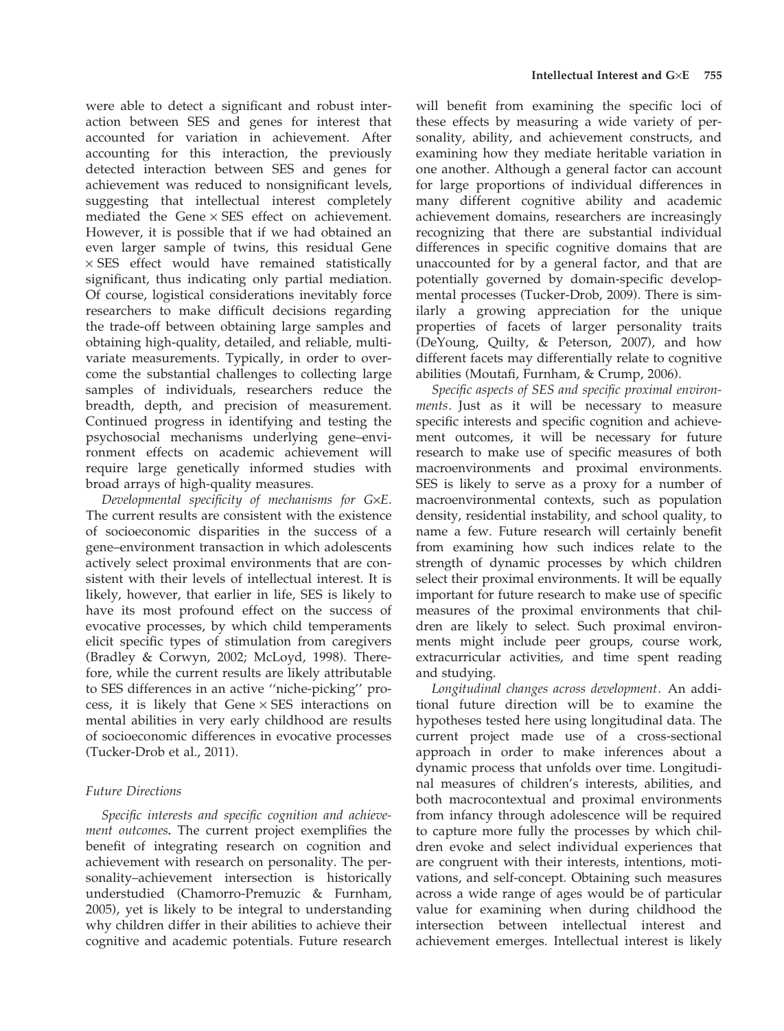were able to detect a significant and robust interaction between SES and genes for interest that accounted for variation in achievement. After accounting for this interaction, the previously detected interaction between SES and genes for achievement was reduced to nonsignificant levels, suggesting that intellectual interest completely mediated the Gene × SES effect on achievement. However, it is possible that if we had obtained an even larger sample of twins, this residual Gene × SES effect would have remained statistically significant, thus indicating only partial mediation. Of course, logistical considerations inevitably force researchers to make difficult decisions regarding the trade-off between obtaining large samples and obtaining high-quality, detailed, and reliable, multivariate measurements. Typically, in order to overcome the substantial challenges to collecting large samples of individuals, researchers reduce the breadth, depth, and precision of measurement. Continued progress in identifying and testing the psychosocial mechanisms underlying gene–environment effects on academic achievement will require large genetically informed studies with broad arrays of high-quality measures.

*Developmental specificity of mechanisms for G×E.* The current results are consistent with the existence of socioeconomic disparities in the success of a gene–environment transaction in which adolescents actively select proximal environments that are consistent with their levels of intellectual interest. It is likely, however, that earlier in life, SES is likely to have its most profound effect on the success of evocative processes, by which child temperaments elicit specific types of stimulation from caregivers (Bradley & Corwyn, 2002; McLoyd, 1998). Therefore, while the current results are likely attributable to SES differences in an active "niche-picking" process, it is likely that Gene × SES interactions on mental abilities in very early childhood are results of socioeconomic differences in evocative processes (Tucker-Drob et al., 2011).

### Future Directions

*Specific interests and specific cognition and achievement outcomes.* The current project exemplifies the benefit of integrating research on cognition and achievement with research on personality. The personality–achievement intersection is historically understudied (Chamorro-Premuzic & Furnham, 2005), yet is likely to be integral to understanding why children differ in their abilities to achieve their cognitive and academic potentials. Future research will benefit from examining the specific loci of these effects by measuring a wide variety of personality, ability, and achievement constructs, and examining how they mediate heritable variation in one another. Although a general factor can account for large proportions of individual differences in many different cognitive ability and academic achievement domains, researchers are increasingly recognizing that there are substantial individual differences in specific cognitive domains that are unaccounted for by a general factor, and that are potentially governed by domain-specific developmental processes (Tucker-Drob, 2009). There is similarly a growing appreciation for the unique properties of facets of larger personality traits (DeYoung, Quilty, & Peterson, 2007), and how different facets may differentially relate to cognitive abilities (Moutafi, Furnham, & Crump, 2006).

*Specific aspects of SES and specific proximal environments.* Just as it will be necessary to measure specific interests and specific cognition and achievement outcomes, it will be necessary for future research to make use of specific measures of both macroenvironments and proximal environments. SES is likely to serve as a proxy for a number of macroenvironmental contexts, such as population density, residential instability, and school quality, to name a few. Future research will certainly benefit from examining how such indices relate to the strength of dynamic processes by which children select their proximal environments. It will be equally important for future research to make use of specific measures of the proximal environments that children are likely to select. Such proximal environments might include peer groups, course work, extracurricular activities, and time spent reading and studying.

*Longitudinal changes across development.* An additional future direction will be to examine the hypotheses tested here using longitudinal data. The current project made use of a cross-sectional approach in order to make inferences about a dynamic process that unfolds over time. Longitudinal measures of children's interests, abilities, and both macrocontextual and proximal environments from infancy through adolescence will be required to capture more fully the processes by which children evoke and select individual experiences that are congruent with their interests, intentions, motivations, and self-concept. Obtaining such measures across a wide range of ages would be of particular value for examining when during childhood the intersection between intellectual interest and achievement emerges. Intellectual interest is likely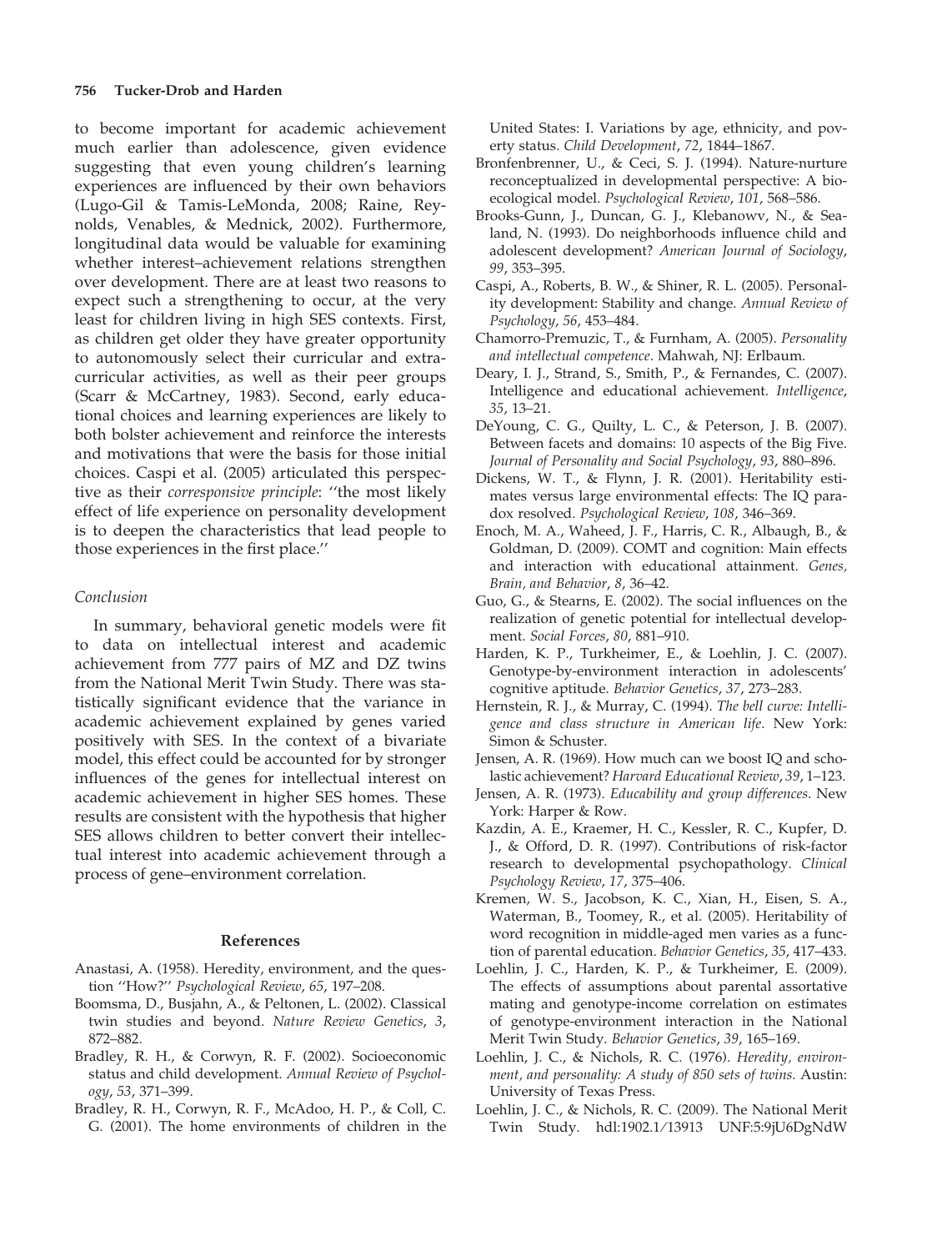to become important for academic achievement much earlier than adolescence, given evidence suggesting that even young children's learning experiences are influenced by their own behaviors (Lugo-Gil & Tamis-LeMonda, 2008; Raine, Reynolds, Venables, & Mednick, 2002). Furthermore, longitudinal data would be valuable for examining whether interest–achievement relations strengthen over development. There are at least two reasons to expect such a strengthening to occur, at the very least for children living in high SES contexts. First, as children get older they have greater opportunity to autonomously select their curricular and extracurricular activities, as well as their peer groups (Scarr & McCartney, 1983). Second, early educational choices and learning experiences are likely to both bolster achievement and reinforce the interests and motivations that were the basis for those initial choices. Caspi et al. (2005) articulated this perspective as their *corresponsive principle*: ''the most likely effect of life experience on personality development is to deepen the characteristics that lead people to those experiences in the first place.''

### Conclusion

In summary, behavioral genetic models were fit to data on intellectual interest and academic achievement from 777 pairs of MZ and DZ twins from the National Merit Twin Study. There was statistically significant evidence that the variance in academic achievement explained by genes varied positively with SES. In the context of a bivariate model, this effect could be accounted for by stronger influences of the genes for intellectual interest on academic achievement in higher SES homes. These results are consistent with the hypothesis that higher SES allows children to better convert their intellectual interest into academic achievement through a process of gene–environment correlation.

## References

Anastasi, A. (1958). Heredity, environment, and the question ''How?'' *Psychological Review*, *65*, 197–208.

Boomsma, D., Busjahn, A., & Peltonen, L. (2002). Classical twin studies and beyond. *Nature Review Genetics*, *3*, 872–882.

Bradley, R. H., & Corwyn, R. F. (2002). Socioeconomic status and child development. *Annual Review of Psychology*, *53*, 371–399.

Bradley, R. H., Corwyn, R. F., McAdoo, H. P., & Coll, C. G. (2001). The home environments of children in the United States: I. Variations by age, ethnicity, and poverty status. *Child Development*, *72*, 1844–1867.

Bronfenbrenner, U., & Ceci, S. J. (1994). Nature-nurture reconceptualized in developmental perspective: A bioecological model. *Psychological Review*, *101*, 568–586.

Brooks-Gunn, J., Duncan, G. J., Klebanowv, N., & Sealand, N. (1993). Do neighborhoods influence child and adolescent development? *American Journal of Sociology*, *99*, 353–395.

Caspi, A., Roberts, B. W., & Shiner, R. L. (2005). Personality development: Stability and change. *Annual Review of Psychology*, *56*, 453–484.

Chamorro-Premuzic, T., & Furnham, A. (2005). *Personality and intellectual competence*. Mahwah, NJ: Erlbaum.

Deary, I. J., Strand, S., Smith, P., & Fernandes, C. (2007). Intelligence and educational achievement. *Intelligence*, *35*, 13–21.

DeYoung, C. G., Quilty, L. C., & Peterson, J. B. (2007). Between facets and domains: 10 aspects of the Big Five. *Journal of Personality and Social Psychology*, *93*, 880–896.

Dickens, W. T., & Flynn, J. R. (2001). Heritability estimates versus large environmental effects: The IQ paradox resolved. *Psychological Review*, *108*, 346–369.

Enoch, M. A., Waheed, J. F., Harris, C. R., Albaugh, B., & Goldman, D. (2009). COMT and cognition: Main effects and interaction with educational attainment. *Genes, Brain, and Behavior*, *8*, 36–42.

Guo, G., & Stearns, E. (2002). The social influences on the realization of genetic potential for intellectual development. *Social Forces*, *80*, 881–910.

Harden, K. P., Turkheimer, E., & Loehlin, J. C. (2007). Genotype-by-environment interaction in adolescents' cognitive aptitude. *Behavior Genetics*, *37*, 273–283.

Hernstein, R. J., & Murray, C. (1994). *The bell curve: Intelligence and class structure in American life*. New York: Simon & Schuster.

Jensen, A. R. (1969). How much can we boost IQ and scholastic achievement? *Harvard Educational Review*, *39*, 1–123.

Jensen, A. R. (1973). *Educability and group differences*. New York: Harper & Row.

Kazdin, A. E., Kraemer, H. C., Kessler, R. C., Kupfer, D. J., & Offord, D. R. (1997). Contributions of risk-factor research to developmental psychopathology. *Clinical Psychology Review*, *17*, 375–406.

Kremen, W. S., Jacobson, K. C., Xian, H., Eisen, S. A., Waterman, B., Toomey, R., et al. (2005). Heritability of word recognition in middle-aged men varies as a function of parental education. *Behavior Genetics*, *35*, 417–433.

Loehlin, J. C., Harden, K. P., & Turkheimer, E. (2009). The effects of assumptions about parental assortative mating and genotype-income correlation on estimates of genotype-environment interaction in the National Merit Twin Study. *Behavior Genetics*, *39*, 165–169.

Loehlin, J. C., & Nichols, R. C. (1976). *Heredity, environment, and personality: A study of 850 sets of twins*. Austin: University of Texas Press.

Loehlin, J. C., & Nichols, R. C. (2009). The National Merit Twin Study. hdl:1902.1/13913 UNF:5:9jU6DgNdW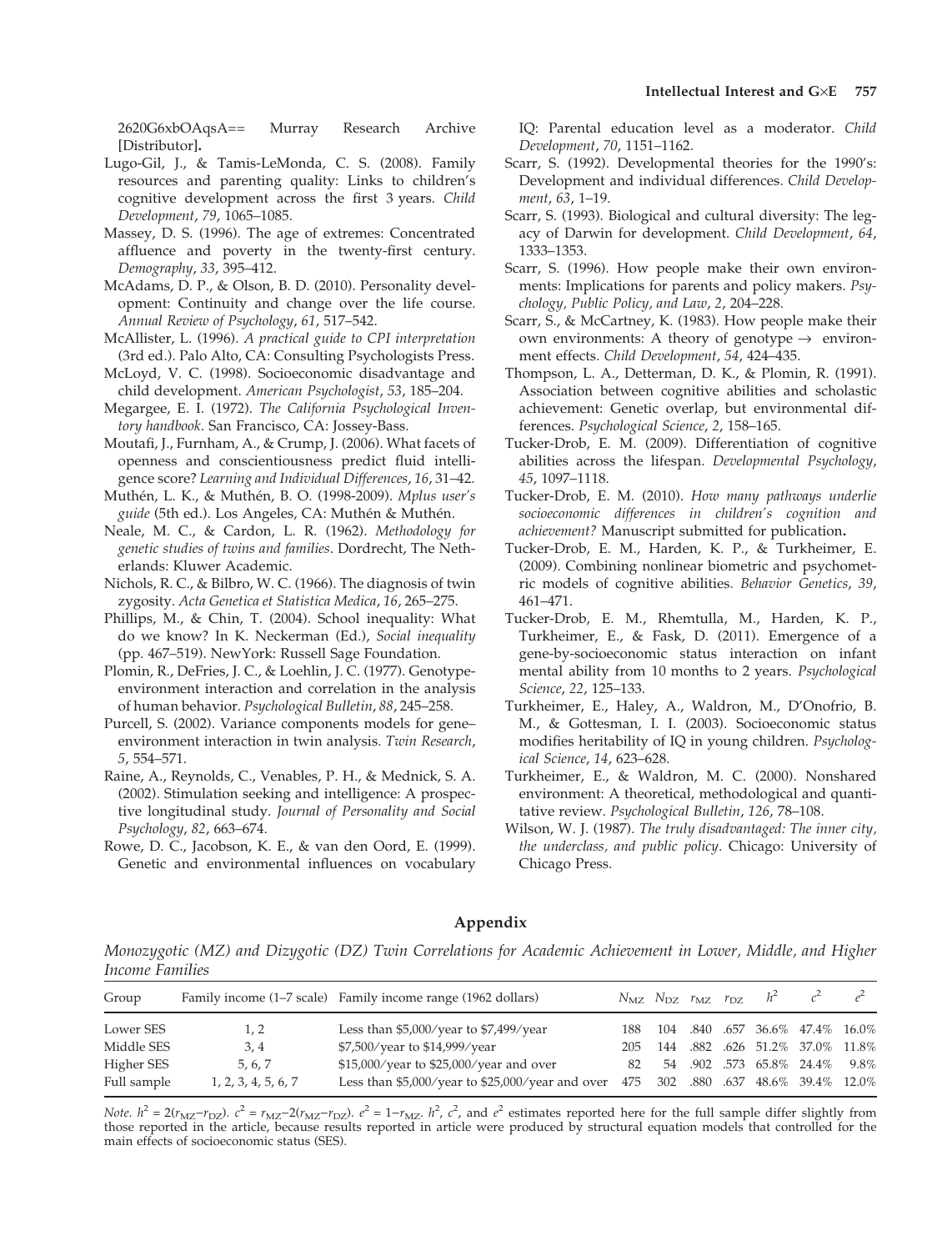2620G6xbOAqsA== Murray Research Archive [Distributor].

Lugo-Gil, J., & Tamis-LeMonda, C. S. (2008). Family resources and parenting quality: Links to children's cognitive development across the first 3 years. *Child Development*, *79*, 1065–1085.

Massey, D. S. (1996). The age of extremes: Concentrated affluence and poverty in the twenty-first century. *Demography*, *33*, 395–412.

McAdams, D. P., & Olson, B. D. (2010). Personality development: Continuity and change over the life course. *Annual Review of Psychology*, *61*, 517–542.

McAllister, L. (1996). *A practical guide to CPI interpretation* (3rd ed.). Palo Alto, CA: Consulting Psychologists Press.

McLoyd, V. C. (1998). Socioeconomic disadvantage and child development. *American Psychologist*, *53*, 185–204.

Megargee, E. I. (1972). *The California Psychological Inventory handbook*. San Francisco, CA: Jossey-Bass.

Moutafi, J., Furnham, A., & Crump, J. (2006). What facets of openness and conscientiousness predict fluid intelligence score? *Learning and Individual Differences*, *16*, 31–42.

Muthén, L. K., & Muthén, B. O. (1998-2009). *Mplus user's guide* (5th ed.). Los Angeles, CA: Muthén & Muthén.

Neale, M. C., & Cardon, L. R. (1962). *Methodology for genetic studies of twins and families*. Dordrecht, The Netherlands: Kluwer Academic.

Nichols, R. C., & Bilbro, W. C. (1966). The diagnosis of twin zygosity. *Acta Genetica et Statistica Medica*, *16*, 265–275.

Phillips, M., & Chin, T. (2004). School inequality: What do we know? In K. Neckerman (Ed.), *Social inequality* (pp. 467–519). NewYork: Russell Sage Foundation.

Plomin, R., DeFries, J. C., & Loehlin, J. C. (1977). Genotype-environment interaction and correlation in the analysis of human behavior. *Psychological Bulletin*, *88*, 245–258.

Purcell, S. (2002). Variance components models for gene–environment interaction in twin analysis. *Twin Research*, *5*, 554–571.

Raine, A., Reynolds, C., Venables, P. H., & Mednick, S. A. (2002). Stimulation seeking and intelligence: A prospective longitudinal study. *Journal of Personality and Social Psychology*, *82*, 663–674.

Rowe, D. C., Jacobson, K. E., & van den Oord, E. (1999). Genetic and environmental influences on vocabulary IQ: Parental education level as a moderator. *Child Development*, *70*, 1151–1162.

Scarr, S. (1992). Developmental theories for the 1990's: Development and individual differences. *Child Development*, *63*, 1–19.

Scarr, S. (1993). Biological and cultural diversity: The legacy of Darwin for development. *Child Development*, *64*, 1333–1353.

Scarr, S. (1996). How people make their own environments: Implications for parents and policy makers. *Psychology, Public Policy, and Law*, *2*, 204–228.

Scarr, S., & McCartney, K. (1983). How people make their own environments: A theory of genotype → environment effects. *Child Development*, *54*, 424–435.

Thompson, L. A., Detterman, D. K., & Plomin, R. (1991). Association between cognitive abilities and scholastic achievement: Genetic overlap, but environmental differences. *Psychological Science*, *2*, 158–165.

Tucker-Drob, E. M. (2009). Differentiation of cognitive abilities across the lifespan. *Developmental Psychology*, *45*, 1097–1118.

Tucker-Drob, E. M. (2010). *How many pathways underlie socioeconomic differences in children's cognition and achievement?* Manuscript submitted for publication.

Tucker-Drob, E. M., Harden, K. P., & Turkheimer, E. (2009). Combining nonlinear biometric and psychometric models of cognitive abilities. *Behavior Genetics*, *39*, 461–471.

Tucker-Drob, E. M., Rhemtulla, M., Harden, K. P., Turkheimer, E., & Fask, D. (2011). Emergence of a gene-by-socioeconomic status interaction on infant mental ability from 10 months to 2 years. *Psychological Science*, *22*, 125–133.

Turkheimer, E., Haley, A., Waldron, M., D'Onofrio, B. M., & Gottesman, I. I. (2003). Socioeconomic status modifies heritability of IQ in young children. *Psychological Science*, *14*, 623–628.

Turkheimer, E., & Waldron, M. C. (2000). Nonshared environment: A theoretical, methodological and quantitative review. *Psychological Bulletin*, *126*, 78–108.

Wilson, W. J. (1987). *The truly disadvantaged: The inner city, the underclass, and public policy*. Chicago: University of Chicago Press.

## Appendix

*Monozygotic (MZ) and Dizygotic (DZ) Twin Correlations for Academic Achievement in Lower, Middle, and Higher Income Families*

| Group | Family income (1–7 scale) | Family income range (1962 dollars) | $N_{MZ}$ | $N_{DZ}$ | $r_{MZ}$ | $r_{DZ}$ | $h^2$ | $c^2$ | $e^2$ |
|---|---|---|---|---|---|---|---|---|---|
| Lower SES | 1, 2 | Less than $5,000/year to $7,499/year | 188 | 104 | .840 | .657 | 36.6% | 47.4% | 16.0% |
| Middle SES | 3, 4 | $7,500/year to $14,999/year | 205 | 144 | .882 | .626 | 51.2% | 37.0% | 11.8% |
| Higher SES | 5, 6, 7 | $15,000/year to $25,000/year and over | 82 | 54 | .902 | .573 | 65.8% | 24.4% | 9.8% |
| Full sample | 1, 2, 3, 4, 5, 6, 7 | Less than $5,000/year to $25,000/year and over | 475 | 302 | .880 | .637 | 48.6% | 39.4% | 12.0% |

*Note.* $h^2 = 2(r_{MZ}-r_{DZ})$. $c^2 = r_{MZ}-2(r_{MZ}-r_{DZ})$. $e^2 = 1-r_{MZ}$. $h^2$, $c^2$, and $e^2$ estimates reported here for the full sample differ slightly from those reported in the article, because results reported in article were produced by structural equation models that controlled for the main effects of socioeconomic status (SES).